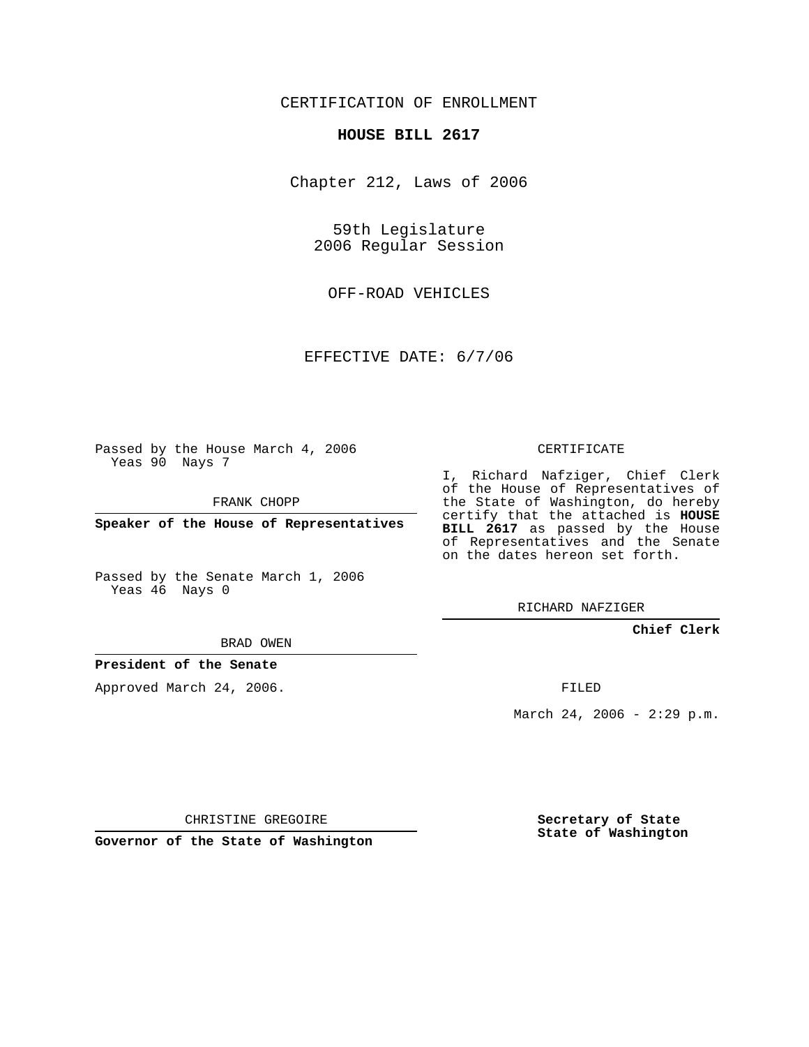CERTIFICATION OF ENROLLMENT

**HOUSE BILL 2617**

Chapter 212, Laws of 2006

59th Legislature
2006 Regular Session

OFF-ROAD VEHICLES

EFFECTIVE DATE: 6/7/06

Passed by the House March 4, 2006
Yeas 90 Nays 7

FRANK CHOPP

**Speaker of the House of Representatives**

Passed by the Senate March 1, 2006
Yeas 46 Nays 0

BRAD OWEN

**President of the Senate**

Approved March 24, 2006.

CHRISTINE GREGOIRE

**Governor of the State of Washington**

CERTIFICATE

I, Richard Nafziger, Chief Clerk of the House of Representatives of the State of Washington, do hereby certify that the attached is **HOUSE BILL 2617** as passed by the House of Representatives and the Senate on the dates hereon set forth.

RICHARD NAFZIGER

**Chief Clerk**

FILED

March 24, 2006 - 2:29 p.m.

**Secretary of State**
**State of Washington**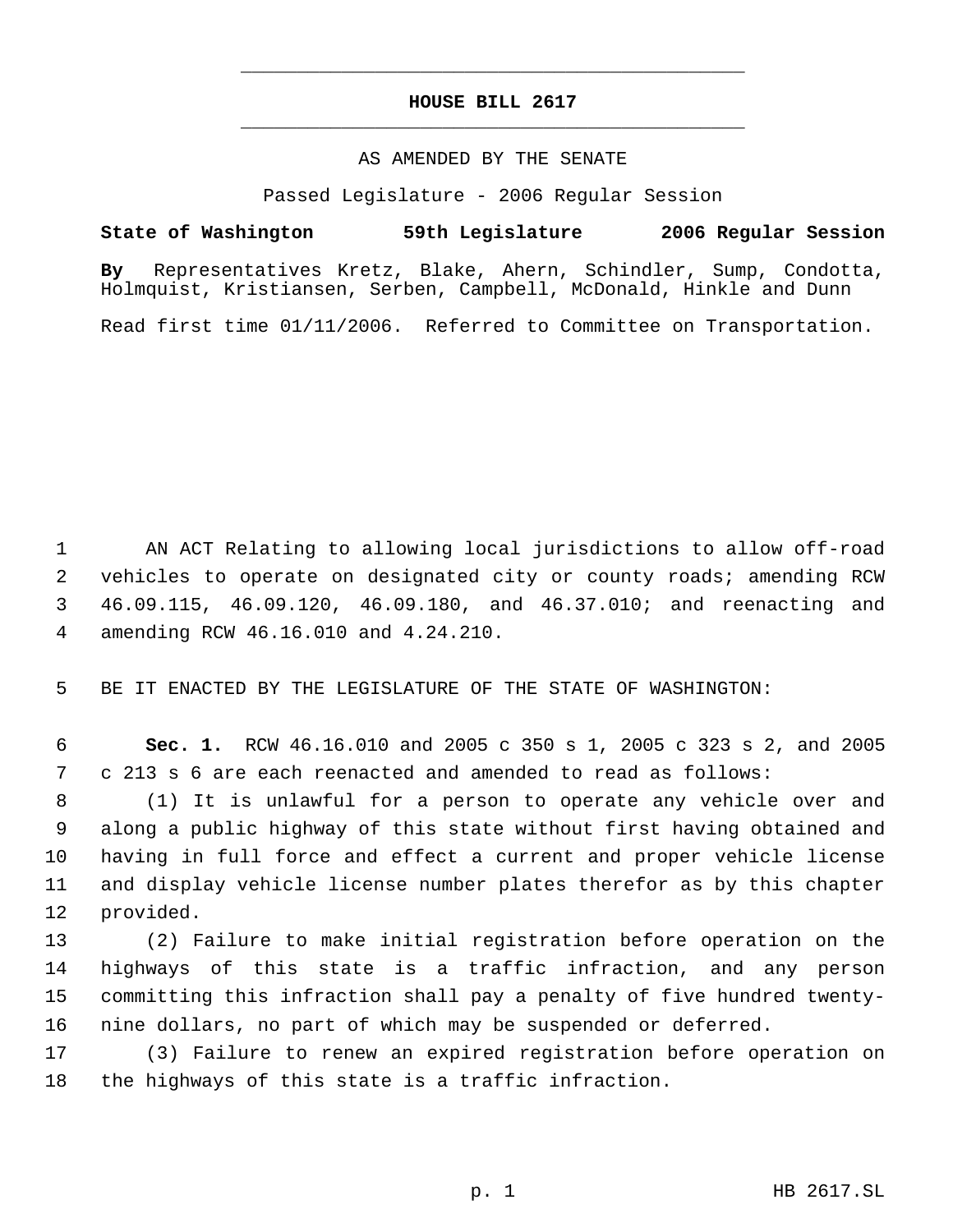# HOUSE BILL 2617

AS AMENDED BY THE SENATE

Passed Legislature - 2006 Regular Session

**State of Washington 59th Legislature 2006 Regular Session**

**By** Representatives Kretz, Blake, Ahern, Schindler, Sump, Condotta, Holmquist, Kristiansen, Serben, Campbell, McDonald, Hinkle and Dunn

Read first time 01/11/2006. Referred to Committee on Transportation.

AN ACT Relating to allowing local jurisdictions to allow off-road vehicles to operate on designated city or county roads; amending RCW 46.09.115, 46.09.120, 46.09.180, and 46.37.010; and reenacting and amending RCW 46.16.010 and 4.24.210.

BE IT ENACTED BY THE LEGISLATURE OF THE STATE OF WASHINGTON:

**Sec. 1.** RCW 46.16.010 and 2005 c 350 s 1, 2005 c 323 s 2, and 2005 c 213 s 6 are each reenacted and amended to read as follows:

(1) It is unlawful for a person to operate any vehicle over and along a public highway of this state without first having obtained and having in full force and effect a current and proper vehicle license and display vehicle license number plates therefor as by this chapter provided.

(2) Failure to make initial registration before operation on the highways of this state is a traffic infraction, and any person committing this infraction shall pay a penalty of five hundred twenty-nine dollars, no part of which may be suspended or deferred.

(3) Failure to renew an expired registration before operation on the highways of this state is a traffic infraction.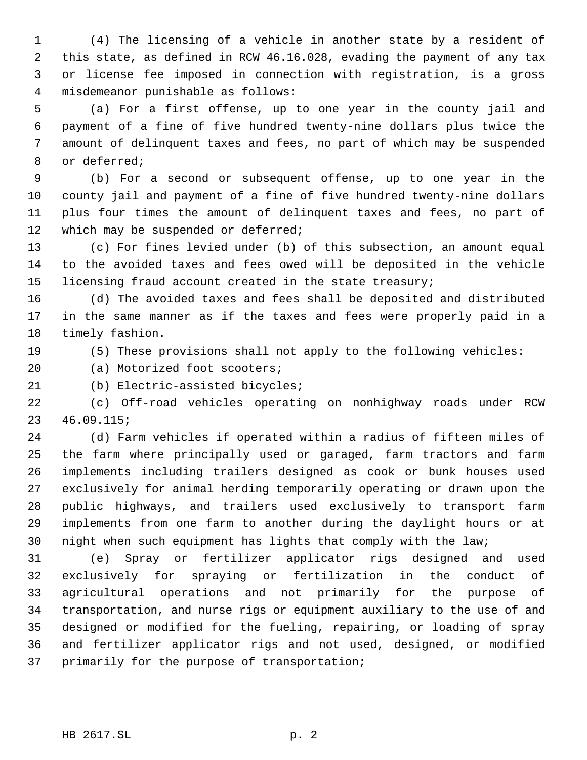(4) The licensing of a vehicle in another state by a resident of this state, as defined in RCW 46.16.028, evading the payment of any tax or license fee imposed in connection with registration, is a gross misdemeanor punishable as follows:

(a) For a first offense, up to one year in the county jail and payment of a fine of five hundred twenty-nine dollars plus twice the amount of delinquent taxes and fees, no part of which may be suspended or deferred;

(b) For a second or subsequent offense, up to one year in the county jail and payment of a fine of five hundred twenty-nine dollars plus four times the amount of delinquent taxes and fees, no part of which may be suspended or deferred;

(c) For fines levied under (b) of this subsection, an amount equal to the avoided taxes and fees owed will be deposited in the vehicle licensing fraud account created in the state treasury;

(d) The avoided taxes and fees shall be deposited and distributed in the same manner as if the taxes and fees were properly paid in a timely fashion.

(5) These provisions shall not apply to the following vehicles:

(a) Motorized foot scooters;

(b) Electric-assisted bicycles;

(c) Off-road vehicles operating on nonhighway roads under RCW 46.09.115;

(d) Farm vehicles if operated within a radius of fifteen miles of the farm where principally used or garaged, farm tractors and farm implements including trailers designed as cook or bunk houses used exclusively for animal herding temporarily operating or drawn upon the public highways, and trailers used exclusively to transport farm implements from one farm to another during the daylight hours or at night when such equipment has lights that comply with the law;

(e) Spray or fertilizer applicator rigs designed and used exclusively for spraying or fertilization in the conduct of agricultural operations and not primarily for the purpose of transportation, and nurse rigs or equipment auxiliary to the use of and designed or modified for the fueling, repairing, or loading of spray and fertilizer applicator rigs and not used, designed, or modified primarily for the purpose of transportation;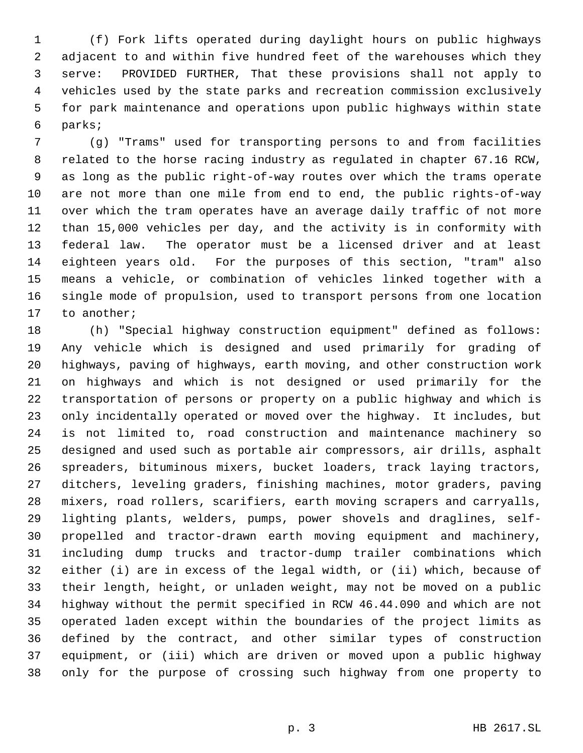(f) Fork lifts operated during daylight hours on public highways adjacent to and within five hundred feet of the warehouses which they serve: PROVIDED FURTHER, That these provisions shall not apply to vehicles used by the state parks and recreation commission exclusively for park maintenance and operations upon public highways within state parks;

(g) "Trams" used for transporting persons to and from facilities related to the horse racing industry as regulated in chapter 67.16 RCW, as long as the public right-of-way routes over which the trams operate are not more than one mile from end to end, the public rights-of-way over which the tram operates have an average daily traffic of not more than 15,000 vehicles per day, and the activity is in conformity with federal law. The operator must be a licensed driver and at least eighteen years old. For the purposes of this section, "tram" also means a vehicle, or combination of vehicles linked together with a single mode of propulsion, used to transport persons from one location to another;

(h) "Special highway construction equipment" defined as follows: Any vehicle which is designed and used primarily for grading of highways, paving of highways, earth moving, and other construction work on highways and which is not designed or used primarily for the transportation of persons or property on a public highway and which is only incidentally operated or moved over the highway. It includes, but is not limited to, road construction and maintenance machinery so designed and used such as portable air compressors, air drills, asphalt spreaders, bituminous mixers, bucket loaders, track laying tractors, ditchers, leveling graders, finishing machines, motor graders, paving mixers, road rollers, scarifiers, earth moving scrapers and carryalls, lighting plants, welders, pumps, power shovels and draglines, self-propelled and tractor-drawn earth moving equipment and machinery, including dump trucks and tractor-dump trailer combinations which either (i) are in excess of the legal width, or (ii) which, because of their length, height, or unladen weight, may not be moved on a public highway without the permit specified in RCW 46.44.090 and which are not operated laden except within the boundaries of the project limits as defined by the contract, and other similar types of construction equipment, or (iii) which are driven or moved upon a public highway only for the purpose of crossing such highway from one property to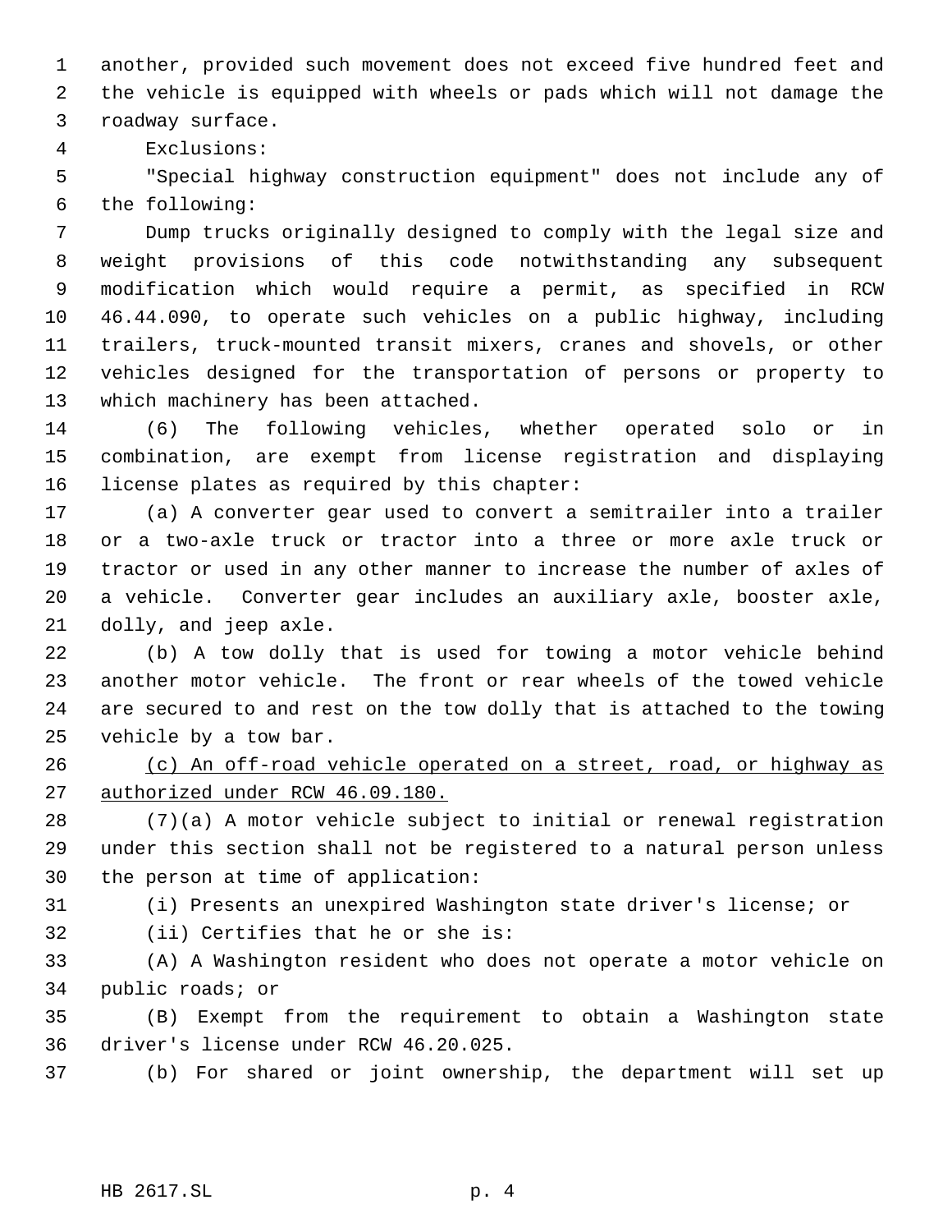another, provided such movement does not exceed five hundred feet and the vehicle is equipped with wheels or pads which will not damage the roadway surface.

Exclusions:

"Special highway construction equipment" does not include any of the following:

Dump trucks originally designed to comply with the legal size and weight provisions of this code notwithstanding any subsequent modification which would require a permit, as specified in RCW 46.44.090, to operate such vehicles on a public highway, including trailers, truck-mounted transit mixers, cranes and shovels, or other vehicles designed for the transportation of persons or property to which machinery has been attached.

(6) The following vehicles, whether operated solo or in combination, are exempt from license registration and displaying license plates as required by this chapter:

(a) A converter gear used to convert a semitrailer into a trailer or a two-axle truck or tractor into a three or more axle truck or tractor or used in any other manner to increase the number of axles of a vehicle. Converter gear includes an auxiliary axle, booster axle, dolly, and jeep axle.

(b) A tow dolly that is used for towing a motor vehicle behind another motor vehicle. The front or rear wheels of the towed vehicle are secured to and rest on the tow dolly that is attached to the towing vehicle by a tow bar.

<u>(c) An off-road vehicle operated on a street, road, or highway as authorized under RCW 46.09.180.</u>

(7)(a) A motor vehicle subject to initial or renewal registration under this section shall not be registered to a natural person unless the person at time of application:

(i) Presents an unexpired Washington state driver's license; or

(ii) Certifies that he or she is:

(A) A Washington resident who does not operate a motor vehicle on public roads; or

(B) Exempt from the requirement to obtain a Washington state driver's license under RCW 46.20.025.

(b) For shared or joint ownership, the department will set up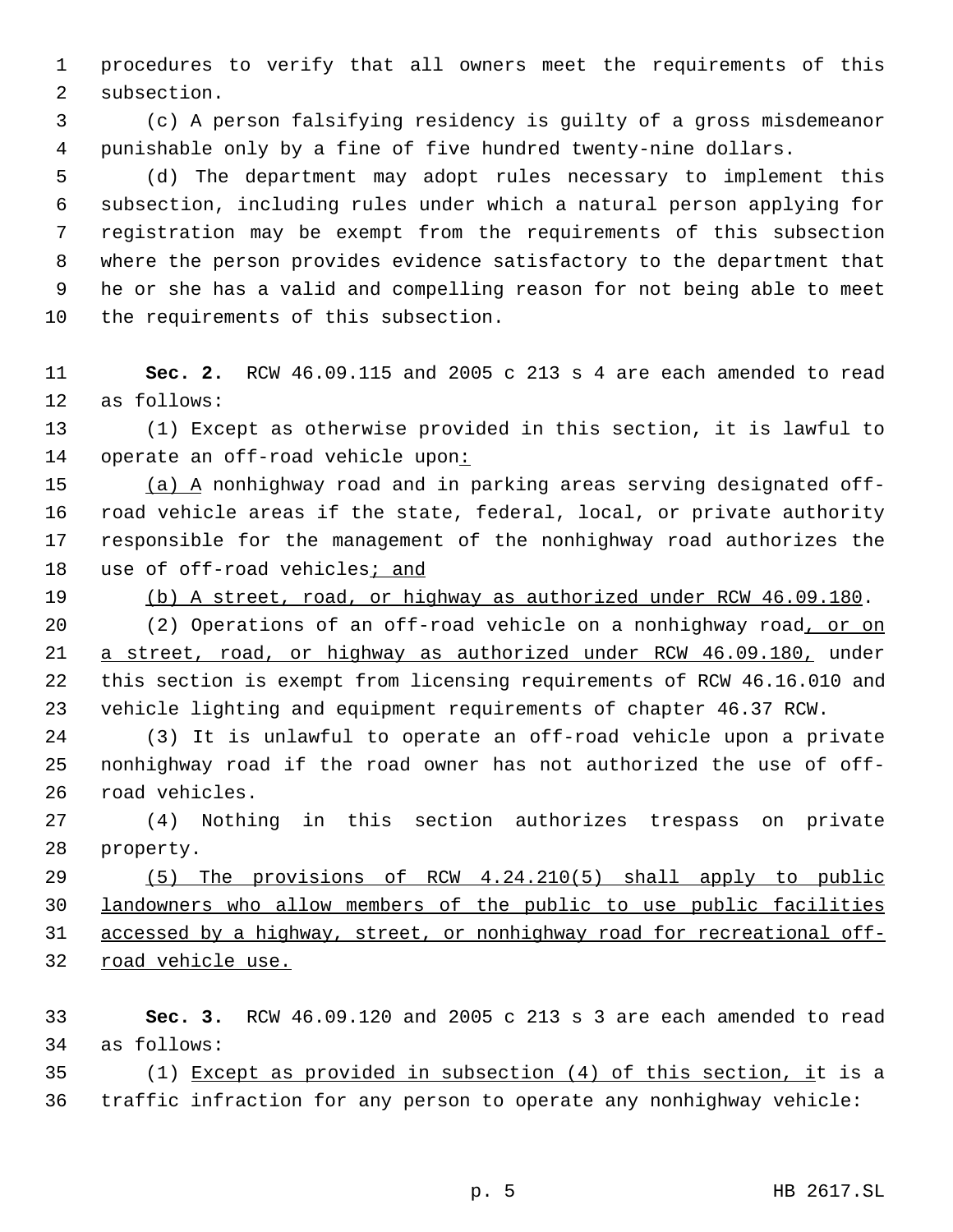procedures to verify that all owners meet the requirements of this subsection.

(c) A person falsifying residency is guilty of a gross misdemeanor punishable only by a fine of five hundred twenty-nine dollars.

(d) The department may adopt rules necessary to implement this subsection, including rules under which a natural person applying for registration may be exempt from the requirements of this subsection where the person provides evidence satisfactory to the department that he or she has a valid and compelling reason for not being able to meet the requirements of this subsection.

**Sec. 2.** RCW 46.09.115 and 2005 c 213 s 4 are each amended to read as follows:

(1) Except as otherwise provided in this section, it is lawful to operate an off-road vehicle upon:

(a) A nonhighway road and in parking areas serving designated off-road vehicle areas if the state, federal, local, or private authority responsible for the management of the nonhighway road authorizes the use of off-road vehicles; and

(b) A street, road, or highway as authorized under RCW 46.09.180.

(2) Operations of an off-road vehicle on a nonhighway road, or on a street, road, or highway as authorized under RCW 46.09.180, under this section is exempt from licensing requirements of RCW 46.16.010 and vehicle lighting and equipment requirements of chapter 46.37 RCW.

(3) It is unlawful to operate an off-road vehicle upon a private nonhighway road if the road owner has not authorized the use of off-road vehicles.

(4) Nothing in this section authorizes trespass on private property.

(5) The provisions of RCW 4.24.210(5) shall apply to public landowners who allow members of the public to use public facilities accessed by a highway, street, or nonhighway road for recreational off-road vehicle use.

**Sec. 3.** RCW 46.09.120 and 2005 c 213 s 3 are each amended to read as follows:

(1) Except as provided in subsection (4) of this section, it is a traffic infraction for any person to operate any nonhighway vehicle: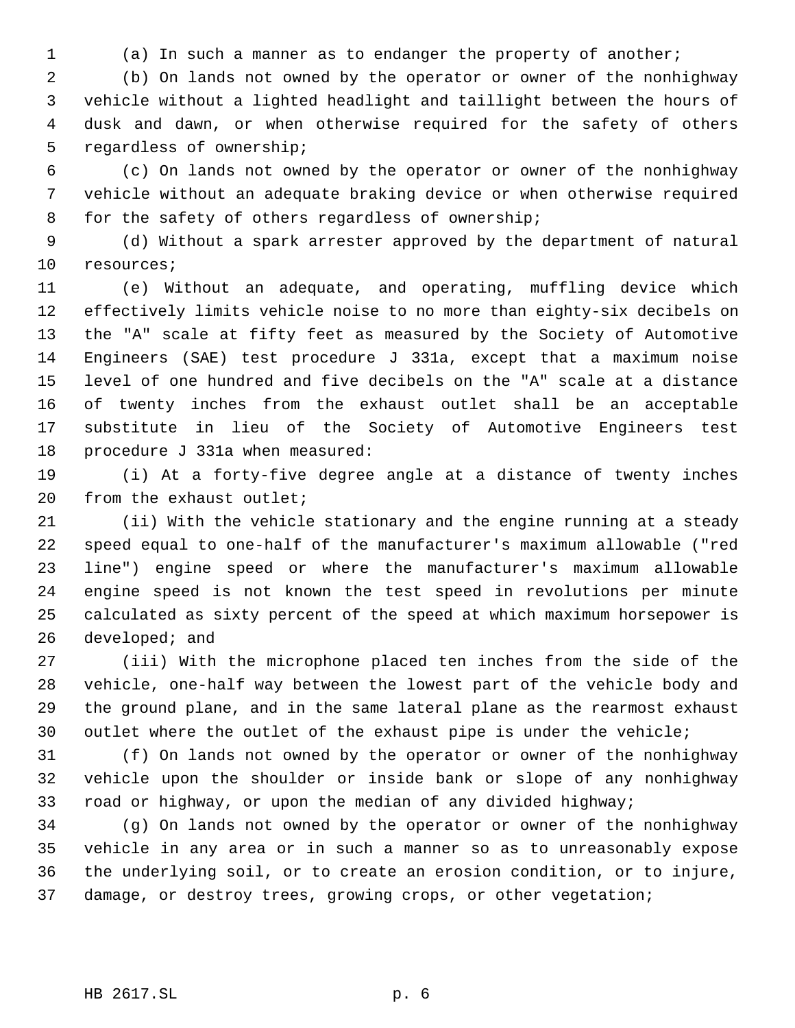(a) In such a manner as to endanger the property of another;

(b) On lands not owned by the operator or owner of the nonhighway vehicle without a lighted headlight and taillight between the hours of dusk and dawn, or when otherwise required for the safety of others regardless of ownership;

(c) On lands not owned by the operator or owner of the nonhighway vehicle without an adequate braking device or when otherwise required for the safety of others regardless of ownership;

(d) Without a spark arrester approved by the department of natural resources;

(e) Without an adequate, and operating, muffling device which effectively limits vehicle noise to no more than eighty-six decibels on the "A" scale at fifty feet as measured by the Society of Automotive Engineers (SAE) test procedure J 331a, except that a maximum noise level of one hundred and five decibels on the "A" scale at a distance of twenty inches from the exhaust outlet shall be an acceptable substitute in lieu of the Society of Automotive Engineers test procedure J 331a when measured:

(i) At a forty-five degree angle at a distance of twenty inches from the exhaust outlet;

(ii) With the vehicle stationary and the engine running at a steady speed equal to one-half of the manufacturer's maximum allowable ("red line") engine speed or where the manufacturer's maximum allowable engine speed is not known the test speed in revolutions per minute calculated as sixty percent of the speed at which maximum horsepower is developed; and

(iii) With the microphone placed ten inches from the side of the vehicle, one-half way between the lowest part of the vehicle body and the ground plane, and in the same lateral plane as the rearmost exhaust outlet where the outlet of the exhaust pipe is under the vehicle;

(f) On lands not owned by the operator or owner of the nonhighway vehicle upon the shoulder or inside bank or slope of any nonhighway road or highway, or upon the median of any divided highway;

(g) On lands not owned by the operator or owner of the nonhighway vehicle in any area or in such a manner so as to unreasonably expose the underlying soil, or to create an erosion condition, or to injure, damage, or destroy trees, growing crops, or other vegetation;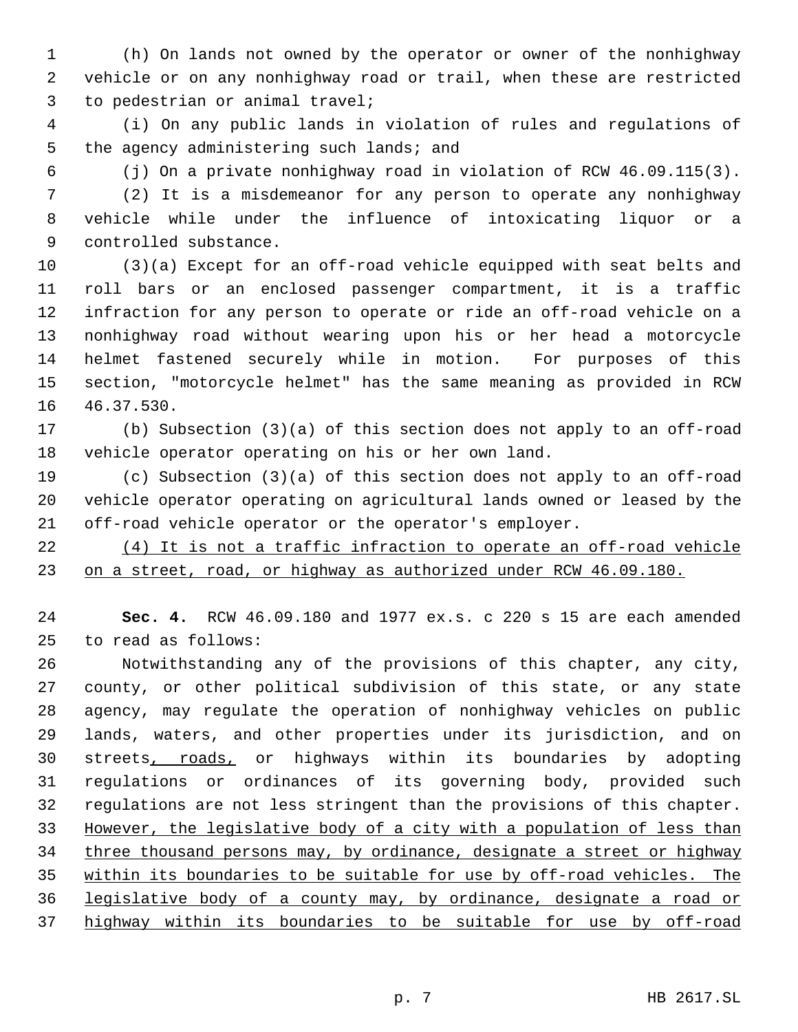(h) On lands not owned by the operator or owner of the nonhighway vehicle or on any nonhighway road or trail, when these are restricted to pedestrian or animal travel;

(i) On any public lands in violation of rules and regulations of the agency administering such lands; and

(j) On a private nonhighway road in violation of RCW 46.09.115(3).

(2) It is a misdemeanor for any person to operate any nonhighway vehicle while under the influence of intoxicating liquor or a controlled substance.

(3)(a) Except for an off-road vehicle equipped with seat belts and roll bars or an enclosed passenger compartment, it is a traffic infraction for any person to operate or ride an off-road vehicle on a nonhighway road without wearing upon his or her head a motorcycle helmet fastened securely while in motion. For purposes of this section, "motorcycle helmet" has the same meaning as provided in RCW 46.37.530.

(b) Subsection (3)(a) of this section does not apply to an off-road vehicle operator operating on his or her own land.

(c) Subsection (3)(a) of this section does not apply to an off-road vehicle operator operating on agricultural lands owned or leased by the off-road vehicle operator or the operator's employer.

(4) It is not a traffic infraction to operate an off-road vehicle on a street, road, or highway as authorized under RCW 46.09.180.

**Sec. 4.** RCW 46.09.180 and 1977 ex.s. c 220 s 15 are each amended to read as follows:

Notwithstanding any of the provisions of this chapter, any city, county, or other political subdivision of this state, or any state agency, may regulate the operation of nonhighway vehicles on public lands, waters, and other properties under its jurisdiction, and on streets, roads, or highways within its boundaries by adopting regulations or ordinances of its governing body, provided such regulations are not less stringent than the provisions of this chapter. However, the legislative body of a city with a population of less than three thousand persons may, by ordinance, designate a street or highway within its boundaries to be suitable for use by off-road vehicles. The legislative body of a county may, by ordinance, designate a road or highway within its boundaries to be suitable for use by off-road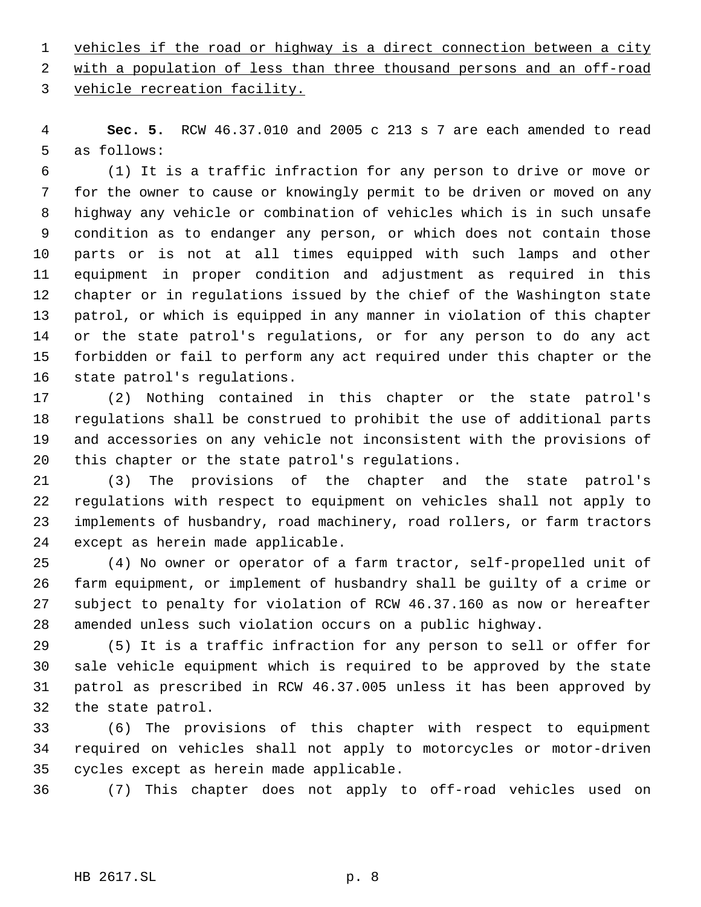vehicles if the road or highway is a direct connection between a city with a population of less than three thousand persons and an off-road vehicle recreation facility.

**Sec. 5.** RCW 46.37.010 and 2005 c 213 s 7 are each amended to read as follows:

(1) It is a traffic infraction for any person to drive or move or for the owner to cause or knowingly permit to be driven or moved on any highway any vehicle or combination of vehicles which is in such unsafe condition as to endanger any person, or which does not contain those parts or is not at all times equipped with such lamps and other equipment in proper condition and adjustment as required in this chapter or in regulations issued by the chief of the Washington state patrol, or which is equipped in any manner in violation of this chapter or the state patrol's regulations, or for any person to do any act forbidden or fail to perform any act required under this chapter or the state patrol's regulations.

(2) Nothing contained in this chapter or the state patrol's regulations shall be construed to prohibit the use of additional parts and accessories on any vehicle not inconsistent with the provisions of this chapter or the state patrol's regulations.

(3) The provisions of the chapter and the state patrol's regulations with respect to equipment on vehicles shall not apply to implements of husbandry, road machinery, road rollers, or farm tractors except as herein made applicable.

(4) No owner or operator of a farm tractor, self-propelled unit of farm equipment, or implement of husbandry shall be guilty of a crime or subject to penalty for violation of RCW 46.37.160 as now or hereafter amended unless such violation occurs on a public highway.

(5) It is a traffic infraction for any person to sell or offer for sale vehicle equipment which is required to be approved by the state patrol as prescribed in RCW 46.37.005 unless it has been approved by the state patrol.

(6) The provisions of this chapter with respect to equipment required on vehicles shall not apply to motorcycles or motor-driven cycles except as herein made applicable.

(7) This chapter does not apply to off-road vehicles used on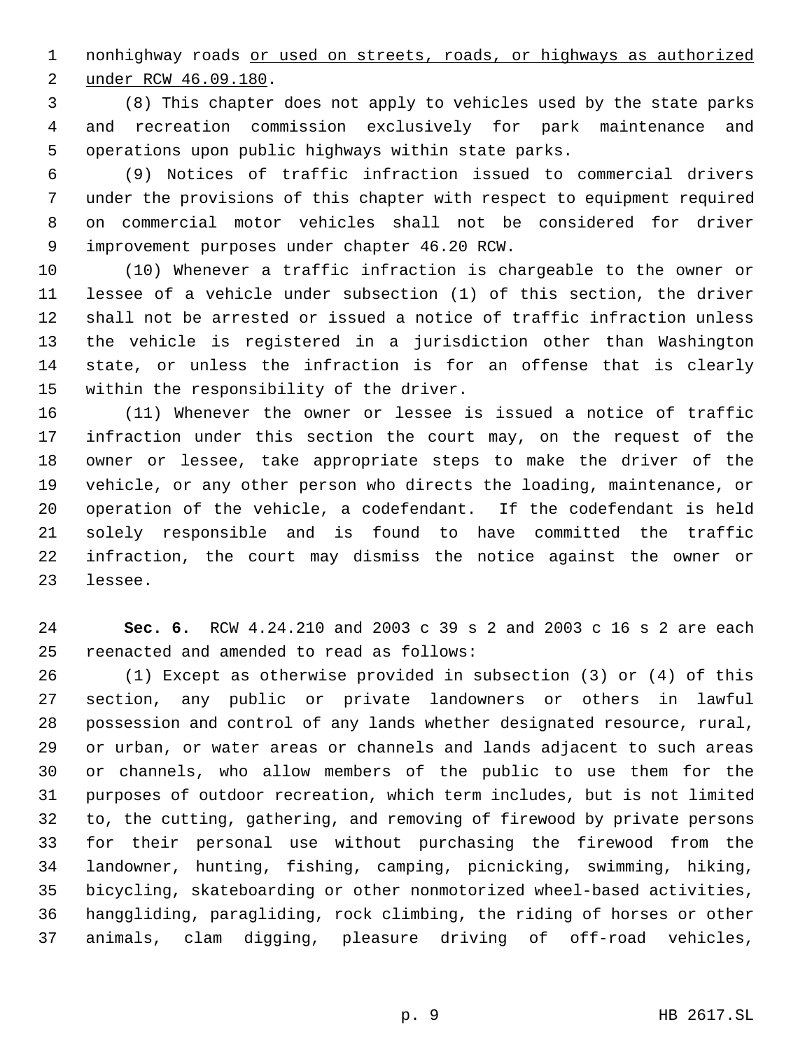nonhighway roads <u>or used on streets, roads, or highways as authorized under RCW 46.09.180</u>.

(8) This chapter does not apply to vehicles used by the state parks and recreation commission exclusively for park maintenance and operations upon public highways within state parks.

(9) Notices of traffic infraction issued to commercial drivers under the provisions of this chapter with respect to equipment required on commercial motor vehicles shall not be considered for driver improvement purposes under chapter 46.20 RCW.

(10) Whenever a traffic infraction is chargeable to the owner or lessee of a vehicle under subsection (1) of this section, the driver shall not be arrested or issued a notice of traffic infraction unless the vehicle is registered in a jurisdiction other than Washington state, or unless the infraction is for an offense that is clearly within the responsibility of the driver.

(11) Whenever the owner or lessee is issued a notice of traffic infraction under this section the court may, on the request of the owner or lessee, take appropriate steps to make the driver of the vehicle, or any other person who directs the loading, maintenance, or operation of the vehicle, a codefendant. If the codefendant is held solely responsible and is found to have committed the traffic infraction, the court may dismiss the notice against the owner or lessee.

**Sec. 6.** RCW 4.24.210 and 2003 c 39 s 2 and 2003 c 16 s 2 are each reenacted and amended to read as follows:

(1) Except as otherwise provided in subsection (3) or (4) of this section, any public or private landowners or others in lawful possession and control of any lands whether designated resource, rural, or urban, or water areas or channels and lands adjacent to such areas or channels, who allow members of the public to use them for the purposes of outdoor recreation, which term includes, but is not limited to, the cutting, gathering, and removing of firewood by private persons for their personal use without purchasing the firewood from the landowner, hunting, fishing, camping, picnicking, swimming, hiking, bicycling, skateboarding or other nonmotorized wheel-based activities, hanggliding, paragliding, rock climbing, the riding of horses or other animals, clam digging, pleasure driving of off-road vehicles,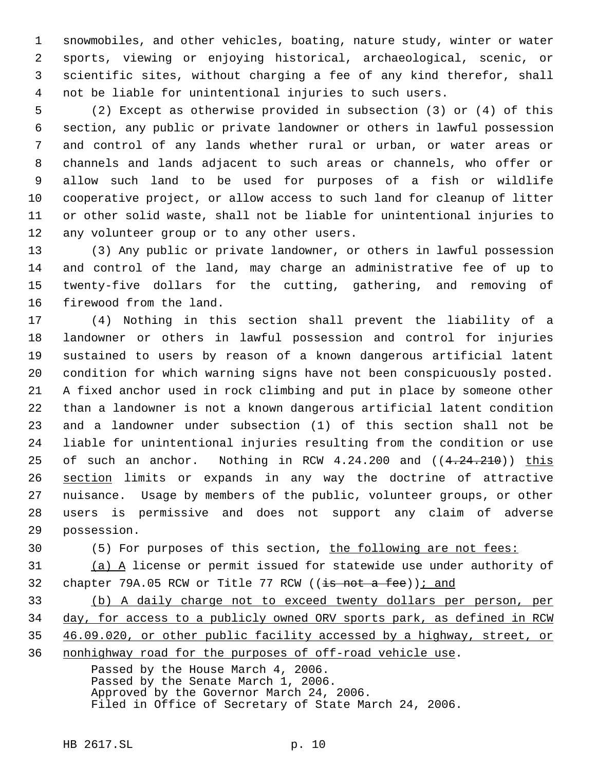snowmobiles, and other vehicles, boating, nature study, winter or water sports, viewing or enjoying historical, archaeological, scenic, or scientific sites, without charging a fee of any kind therefor, shall not be liable for unintentional injuries to such users.

(2) Except as otherwise provided in subsection (3) or (4) of this section, any public or private landowner or others in lawful possession and control of any lands whether rural or urban, or water areas or channels and lands adjacent to such areas or channels, who offer or allow such land to be used for purposes of a fish or wildlife cooperative project, or allow access to such land for cleanup of litter or other solid waste, shall not be liable for unintentional injuries to any volunteer group or to any other users.

(3) Any public or private landowner, or others in lawful possession and control of the land, may charge an administrative fee of up to twenty-five dollars for the cutting, gathering, and removing of firewood from the land.

(4) Nothing in this section shall prevent the liability of a landowner or others in lawful possession and control for injuries sustained to users by reason of a known dangerous artificial latent condition for which warning signs have not been conspicuously posted. A fixed anchor used in rock climbing and put in place by someone other than a landowner is not a known dangerous artificial latent condition and a landowner under subsection (1) of this section shall not be liable for unintentional injuries resulting from the condition or use of such an anchor. Nothing in RCW 4.24.200 and ((~~4.24.210~~)) <u>this section</u> limits or expands in any way the doctrine of attractive nuisance. Usage by members of the public, volunteer groups, or other users is permissive and does not support any claim of adverse possession.

(5) For purposes of this section, <u>the following are not fees:</u>

<u>(a) A</u> license or permit issued for statewide use under authority of chapter 79A.05 RCW or Title 77 RCW ((~~is not a fee~~))<u>; and</u>

<u>(b) A daily charge not to exceed twenty dollars per person, per day, for access to a publicly owned ORV sports park, as defined in RCW 46.09.020, or other public facility accessed by a highway, street, or nonhighway road for the purposes of off-road vehicle use</u>.

Passed by the House March 4, 2006.
Passed by the Senate March 1, 2006.
Approved by the Governor March 24, 2006.
Filed in Office of Secretary of State March 24, 2006.